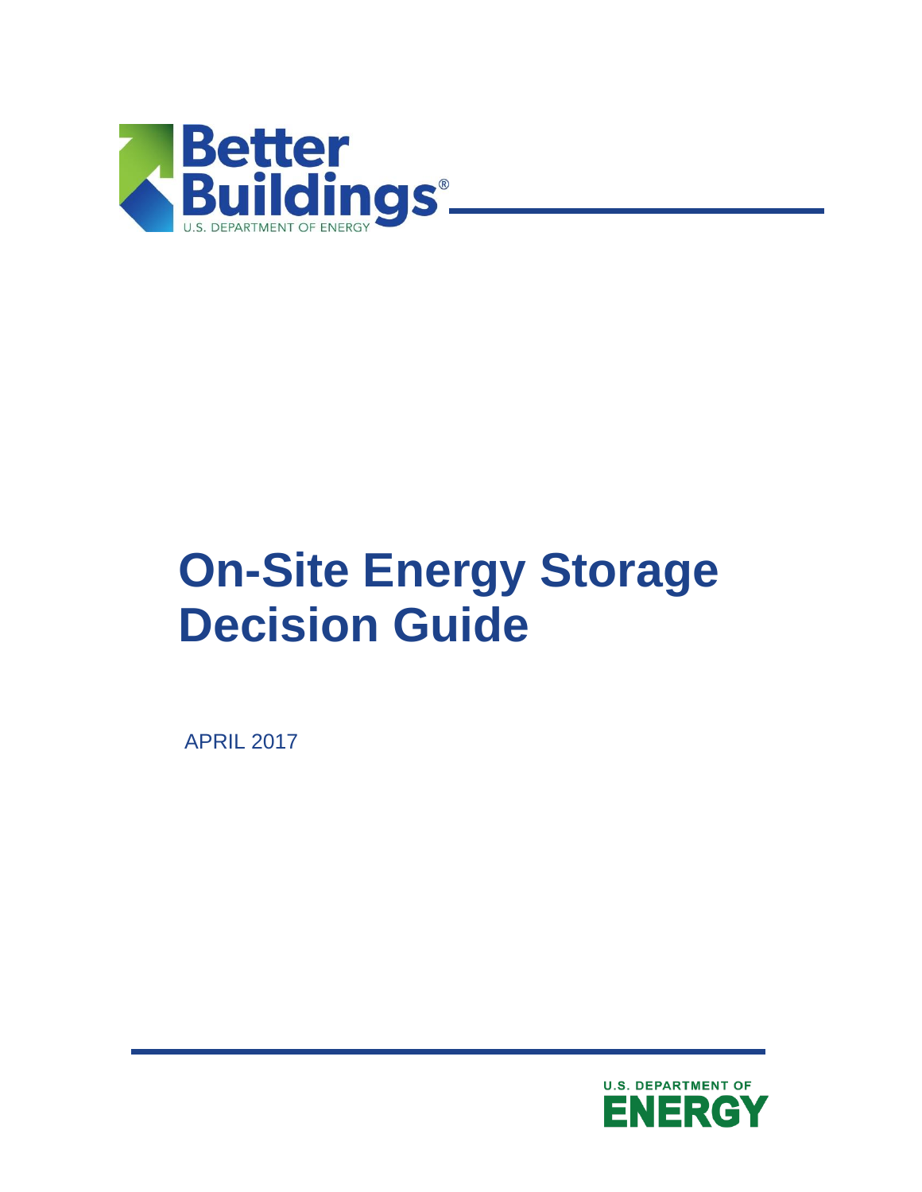Better Buildings®

U.S. DEPARTMENT OF ENERGY

# On-Site Energy Storage Decision Guide

APRIL 2017

U.S. DEPARTMENT OF ENERGY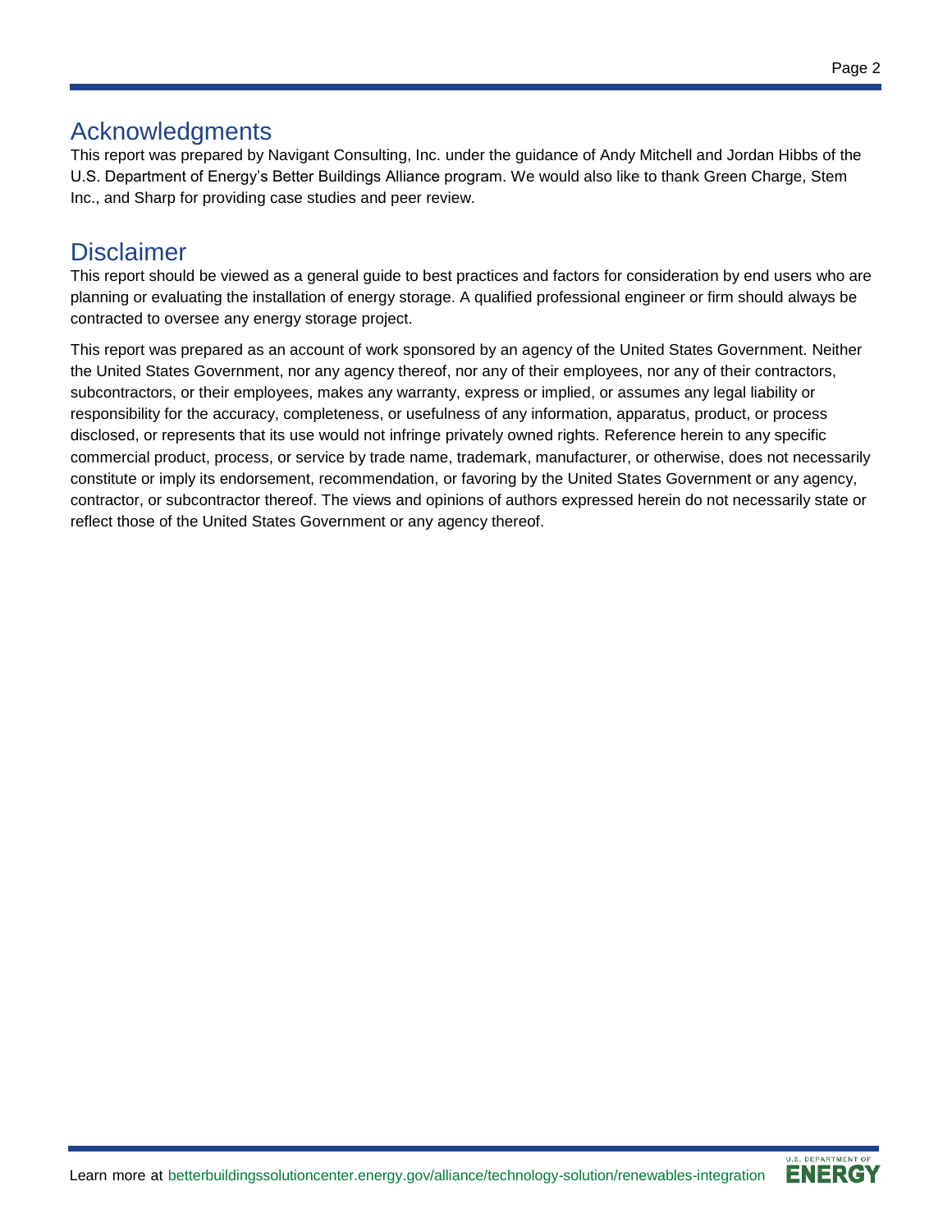## Acknowledgments

This report was prepared by Navigant Consulting, Inc. under the guidance of Andy Mitchell and Jordan Hibbs of the U.S. Department of Energy's Better Buildings Alliance program. We would also like to thank Green Charge, Stem Inc., and Sharp for providing case studies and peer review.

## Disclaimer

This report should be viewed as a general guide to best practices and factors for consideration by end users who are planning or evaluating the installation of energy storage. A qualified professional engineer or firm should always be contracted to oversee any energy storage project.

This report was prepared as an account of work sponsored by an agency of the United States Government. Neither the United States Government, nor any agency thereof, nor any of their employees, nor any of their contractors, subcontractors, or their employees, makes any warranty, express or implied, or assumes any legal liability or responsibility for the accuracy, completeness, or usefulness of any information, apparatus, product, or process disclosed, or represents that its use would not infringe privately owned rights. Reference herein to any specific commercial product, process, or service by trade name, trademark, manufacturer, or otherwise, does not necessarily constitute or imply its endorsement, recommendation, or favoring by the United States Government or any agency, contractor, or subcontractor thereof. The views and opinions of authors expressed herein do not necessarily state or reflect those of the United States Government or any agency thereof.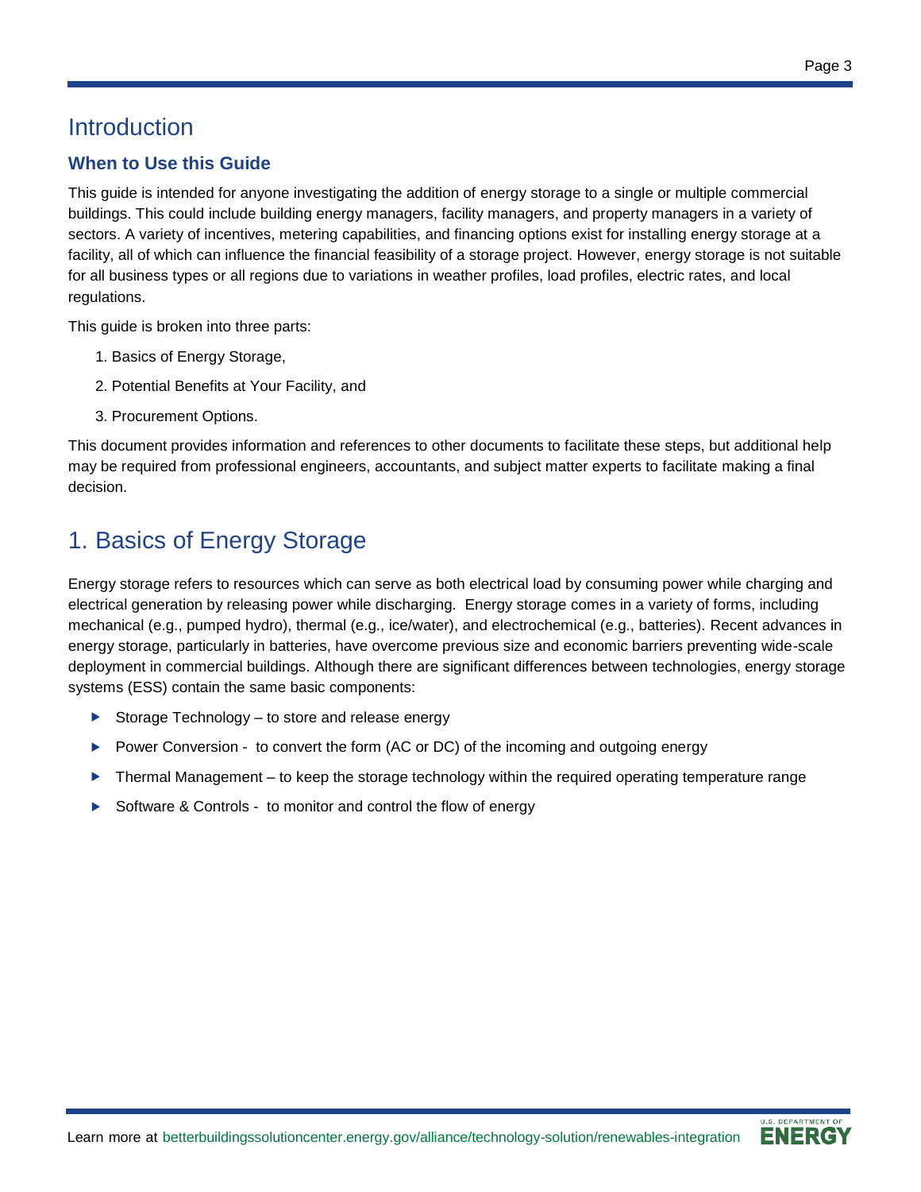# Introduction

## When to Use this Guide

This guide is intended for anyone investigating the addition of energy storage to a single or multiple commercial buildings. This could include building energy managers, facility managers, and property managers in a variety of sectors. A variety of incentives, metering capabilities, and financing options exist for installing energy storage at a facility, all of which can influence the financial feasibility of a storage project. However, energy storage is not suitable for all business types or all regions due to variations in weather profiles, load profiles, electric rates, and local regulations.

This guide is broken into three parts:

1. Basics of Energy Storage,
2. Potential Benefits at Your Facility, and
3. Procurement Options.

This document provides information and references to other documents to facilitate these steps, but additional help may be required from professional engineers, accountants, and subject matter experts to facilitate making a final decision.

# 1. Basics of Energy Storage

Energy storage refers to resources which can serve as both electrical load by consuming power while charging and electrical generation by releasing power while discharging. Energy storage comes in a variety of forms, including mechanical (e.g., pumped hydro), thermal (e.g., ice/water), and electrochemical (e.g., batteries). Recent advances in energy storage, particularly in batteries, have overcome previous size and economic barriers preventing wide-scale deployment in commercial buildings. Although there are significant differences between technologies, energy storage systems (ESS) contain the same basic components:

- Storage Technology – to store and release energy
- Power Conversion - to convert the form (AC or DC) of the incoming and outgoing energy
- Thermal Management – to keep the storage technology within the required operating temperature range
- Software & Controls - to monitor and control the flow of energy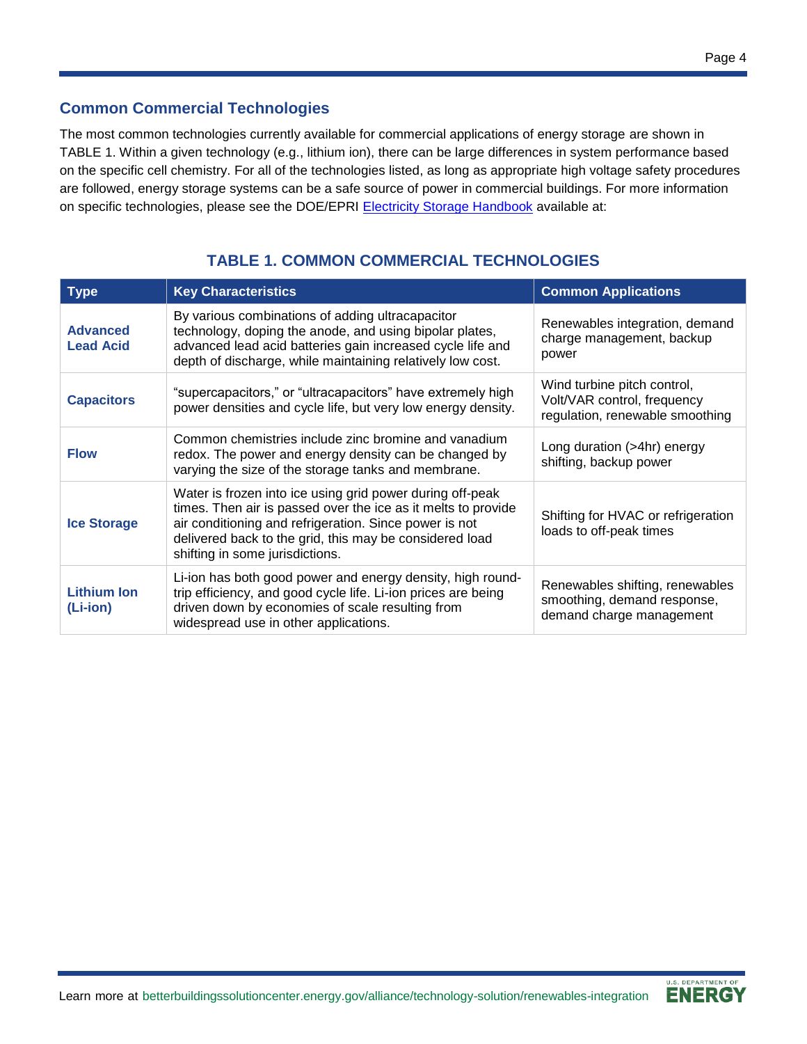## Common Commercial Technologies

The most common technologies currently available for commercial applications of energy storage are shown in TABLE 1. Within a given technology (e.g., lithium ion), there can be large differences in system performance based on the specific cell chemistry. For all of the technologies listed, as long as appropriate high voltage safety procedures are followed, energy storage systems can be a safe source of power in commercial buildings. For more information on specific technologies, please see the DOE/EPRI [Electricity Storage Handbook]() available at:

### TABLE 1. COMMON COMMERCIAL TECHNOLOGIES

| Type | Key Characteristics | Common Applications |
|---|---|---|
| **Advanced Lead Acid** | By various combinations of adding ultracapacitor technology, doping the anode, and using bipolar plates, advanced lead acid batteries gain increased cycle life and depth of discharge, while maintaining relatively low cost. | Renewables integration, demand charge management, backup power |
| **Capacitors** | "supercapacitors," or "ultracapacitors" have extremely high power densities and cycle life, but very low energy density. | Wind turbine pitch control, Volt/VAR control, frequency regulation, renewable smoothing |
| **Flow** | Common chemistries include zinc bromine and vanadium redox. The power and energy density can be changed by varying the size of the storage tanks and membrane. | Long duration (>4hr) energy shifting, backup power |
| **Ice Storage** | Water is frozen into ice using grid power during off-peak times. Then air is passed over the ice as it melts to provide air conditioning and refrigeration. Since power is not delivered back to the grid, this may be considered load shifting in some jurisdictions. | Shifting for HVAC or refrigeration loads to off-peak times |
| **Lithium Ion (Li-ion)** | Li-ion has both good power and energy density, high round-trip efficiency, and good cycle life. Li-ion prices are being driven down by economies of scale resulting from widespread use in other applications. | Renewables shifting, renewables smoothing, demand response, demand charge management |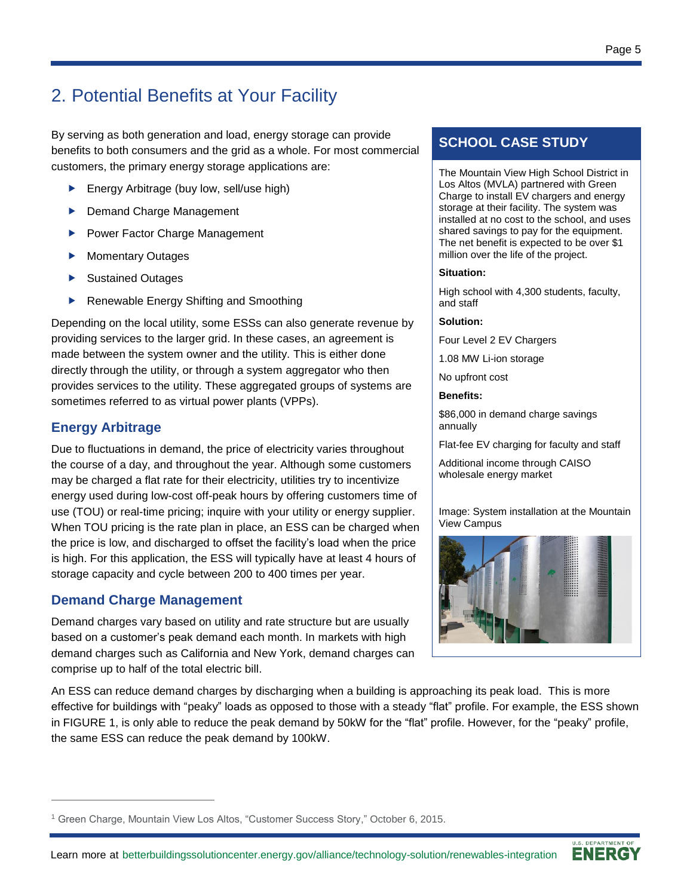## 2. Potential Benefits at Your Facility

By serving as both generation and load, energy storage can provide benefits to both consumers and the grid as a whole. For most commercial customers, the primary energy storage applications are:

- Energy Arbitrage (buy low, sell/use high)
- Demand Charge Management
- Power Factor Charge Management
- Momentary Outages
- Sustained Outages
- Renewable Energy Shifting and Smoothing

Depending on the local utility, some ESSs can also generate revenue by providing services to the larger grid. In these cases, an agreement is made between the system owner and the utility. This is either done directly through the utility, or through a system aggregator who then provides services to the utility. These aggregated groups of systems are sometimes referred to as virtual power plants (VPPs).

### Energy Arbitrage

Due to fluctuations in demand, the price of electricity varies throughout the course of a day, and throughout the year. Although some customers may be charged a flat rate for their electricity, utilities try to incentivize energy used during low-cost off-peak hours by offering customers time of use (TOU) or real-time pricing; inquire with your utility or energy supplier. When TOU pricing is the rate plan in place, an ESS can be charged when the price is low, and discharged to offset the facility's load when the price is high. For this application, the ESS will typically have at least 4 hours of storage capacity and cycle between 200 to 400 times per year.

### Demand Charge Management

Demand charges vary based on utility and rate structure but are usually based on a customer's peak demand each month. In markets with high demand charges such as California and New York, demand charges can comprise up to half of the total electric bill.

An ESS can reduce demand charges by discharging when a building is approaching its peak load. This is more effective for buildings with "peaky" loads as opposed to those with a steady "flat" profile. For example, the ESS shown in FIGURE 1, is only able to reduce the peak demand by 50kW for the "flat" profile. However, for the "peaky" profile, the same ESS can reduce the peak demand by 100kW.

### SCHOOL CASE STUDY

The Mountain View High School District in Los Altos (MVLA) partnered with Green Charge to install EV chargers and energy storage at their facility. The system was installed at no cost to the school, and uses shared savings to pay for the equipment. The net benefit is expected to be over $1 million over the life of the project.

**Situation:**

High school with 4,300 students, faculty, and staff

**Solution:**

Four Level 2 EV Chargers

1.08 MW Li-ion storage

No upfront cost

**Benefits:**

$86,000 in demand charge savings annually

Flat-fee EV charging for faculty and staff

Additional income through CAISO wholesale energy market

Image: System installation at the Mountain View Campus

[1] Green Charge, Mountain View Los Altos, "Customer Success Story," October 6, 2015.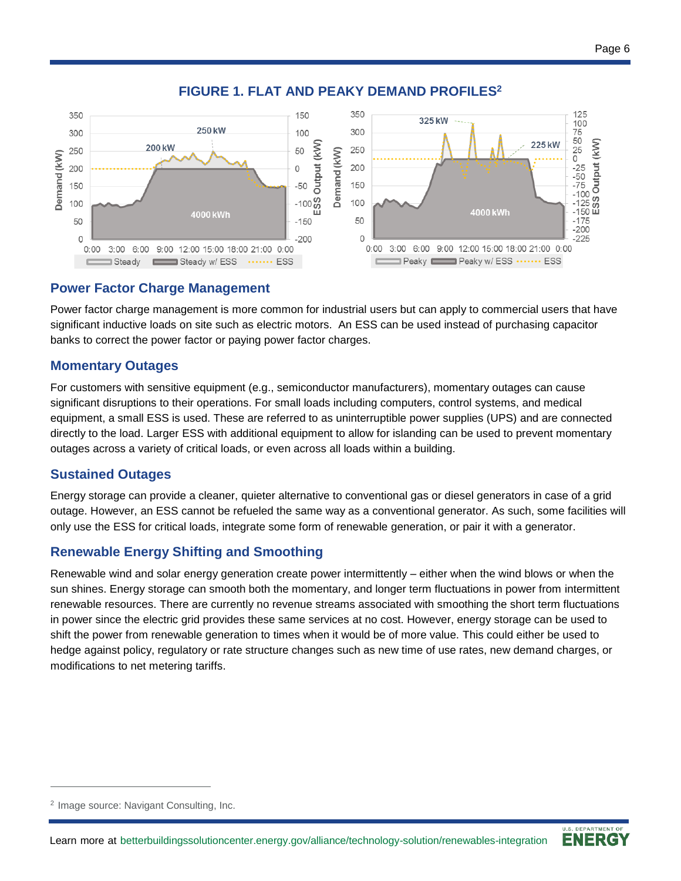## FIGURE 1. FLAT AND PEAKY DEMAND PROFILES[2]

## Power Factor Charge Management

Power factor charge management is more common for industrial users but can apply to commercial users that have significant inductive loads on site such as electric motors. An ESS can be used instead of purchasing capacitor banks to correct the power factor or paying power factor charges.

## Momentary Outages

For customers with sensitive equipment (e.g., semiconductor manufacturers), momentary outages can cause significant disruptions to their operations. For small loads including computers, control systems, and medical equipment, a small ESS is used. These are referred to as uninterruptible power supplies (UPS) and are connected directly to the load. Larger ESS with additional equipment to allow for islanding can be used to prevent momentary outages across a variety of critical loads, or even across all loads within a building.

## Sustained Outages

Energy storage can provide a cleaner, quieter alternative to conventional gas or diesel generators in case of a grid outage. However, an ESS cannot be refueled the same way as a conventional generator. As such, some facilities will only use the ESS for critical loads, integrate some form of renewable generation, or pair it with a generator.

## Renewable Energy Shifting and Smoothing

Renewable wind and solar energy generation create power intermittently – either when the wind blows or when the sun shines. Energy storage can smooth both the momentary, and longer term fluctuations in power from intermittent renewable resources. There are currently no revenue streams associated with smoothing the short term fluctuations in power since the electric grid provides these same services at no cost. However, energy storage can be used to shift the power from renewable generation to times when it would be of more value. This could either be used to hedge against policy, regulatory or rate structure changes such as new time of use rates, new demand charges, or modifications to net metering tariffs.

---

[2] Image source: Navigant Consulting, Inc.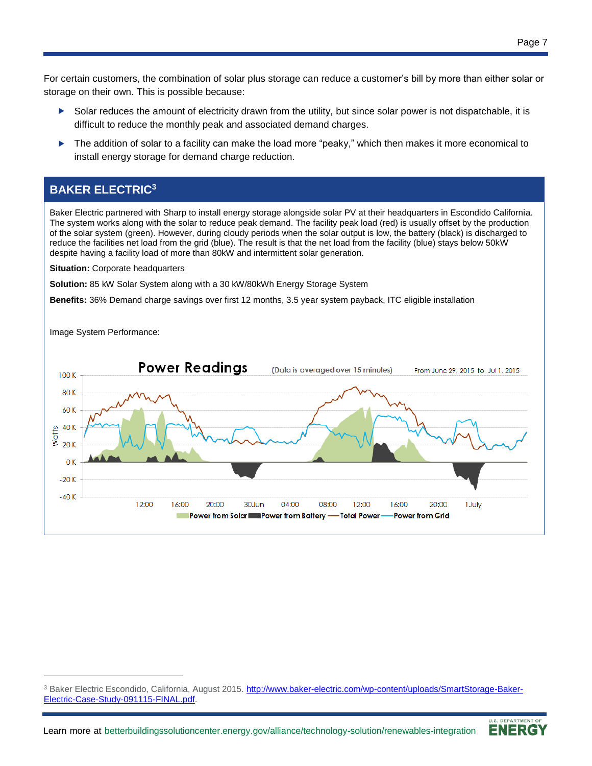For certain customers, the combination of solar plus storage can reduce a customer's bill by more than either solar or storage on their own. This is possible because:

- Solar reduces the amount of electricity drawn from the utility, but since solar power is not dispatchable, it is difficult to reduce the monthly peak and associated demand charges.
- The addition of solar to a facility can make the load more "peaky," which then makes it more economical to install energy storage for demand charge reduction.

## BAKER ELECTRIC[3]

Baker Electric partnered with Sharp to install energy storage alongside solar PV at their headquarters in Escondido California. The system works along with the solar to reduce peak demand. The facility peak load (red) is usually offset by the production of the solar system (green). However, during cloudy periods when the solar output is low, the battery (black) is discharged to reduce the facilities net load from the grid (blue). The result is that the net load from the facility (blue) stays below 50kW despite having a facility load of more than 80kW and intermittent solar generation.

**Situation:** Corporate headquarters

**Solution:** 85 kW Solar System along with a 30 kW/80kWh Energy Storage System

**Benefits:** 36% Demand charge savings over first 12 months, 3.5 year system payback, ITC eligible installation

Image System Performance:

Power Readings (Data is averaged over 15 minutes) From June 29, 2015 to Jul 1, 2015

Power from Solar, Power from Battery, Total Power, Power from Grid

---

[3] Baker Electric Escondido, California, August 2015. http://www.baker-electric.com/wp-content/uploads/SmartStorage-Baker-Electric-Case-Study-091115-FINAL.pdf.

Learn more at betterbuildingssolutioncenter.energy.gov/alliance/technology-solution/renewables-integration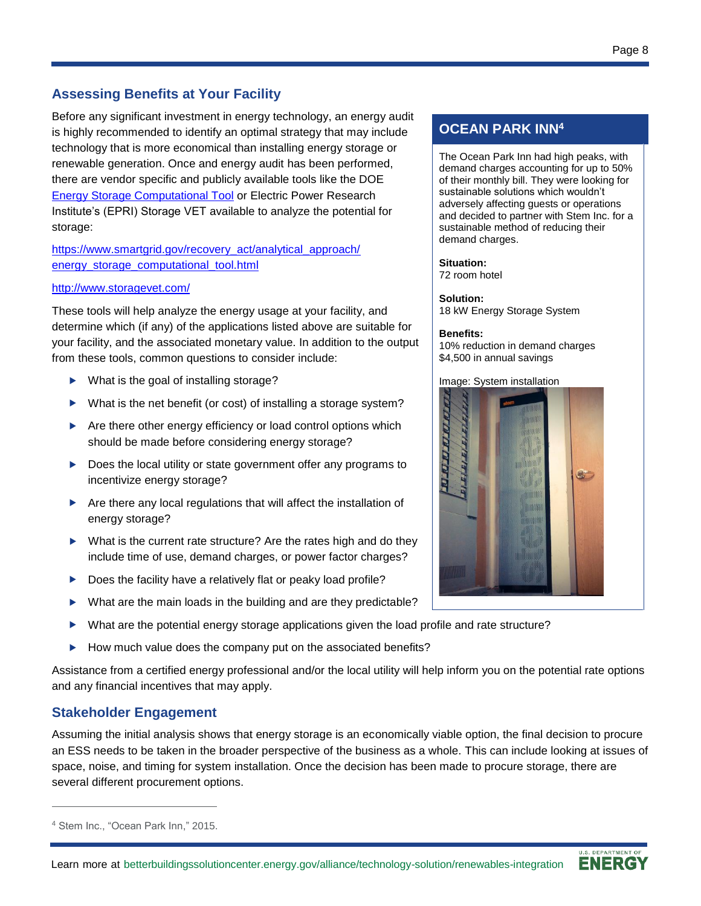## Assessing Benefits at Your Facility

Before any significant investment in energy technology, an energy audit is highly recommended to identify an optimal strategy that may include technology that is more economical than installing energy storage or renewable generation. Once and energy audit has been performed, there are vendor specific and publicly available tools like the DOE [Energy Storage Computational Tool](https://www.smartgrid.gov/recovery_act/analytical_approach/energy_storage_computational_tool.html) or Electric Power Research Institute's (EPRI) Storage VET available to analyze the potential for storage:

https://www.smartgrid.gov/recovery_act/analytical_approach/energy_storage_computational_tool.html

http://www.storagevet.com/

These tools will help analyze the energy usage at your facility, and determine which (if any) of the applications listed above are suitable for your facility, and the associated monetary value. In addition to the output from these tools, common questions to consider include:

- What is the goal of installing storage?
- What is the net benefit (or cost) of installing a storage system?
- Are there other energy efficiency or load control options which should be made before considering energy storage?
- Does the local utility or state government offer any programs to incentivize energy storage?
- Are there any local regulations that will affect the installation of energy storage?
- What is the current rate structure? Are the rates high and do they include time of use, demand charges, or power factor charges?
- Does the facility have a relatively flat or peaky load profile?
- What are the main loads in the building and are they predictable?
- What are the potential energy storage applications given the load profile and rate structure?
- How much value does the company put on the associated benefits?

Assistance from a certified energy professional and/or the local utility will help inform you on the potential rate options and any financial incentives that may apply.

### OCEAN PARK INN[4]

The Ocean Park Inn had high peaks, with demand charges accounting for up to 50% of their monthly bill. They were looking for sustainable solutions which wouldn't adversely affecting guests or operations and decided to partner with Stem Inc. for a sustainable method of reducing their demand charges.

**Situation:**
72 room hotel

**Solution:**
18 kW Energy Storage System

**Benefits:**
10% reduction in demand charges
$4,500 in annual savings

Image: System installation

## Stakeholder Engagement

Assuming the initial analysis shows that energy storage is an economically viable option, the final decision to procure an ESS needs to be taken in the broader perspective of the business as a whole. This can include looking at issues of space, noise, and timing for system installation. Once the decision has been made to procure storage, there are several different procurement options.

---

[4] Stem Inc., "Ocean Park Inn," 2015.

Learn more at betterbuildingssolutioncenter.energy.gov/alliance/technology-solution/renewables-integration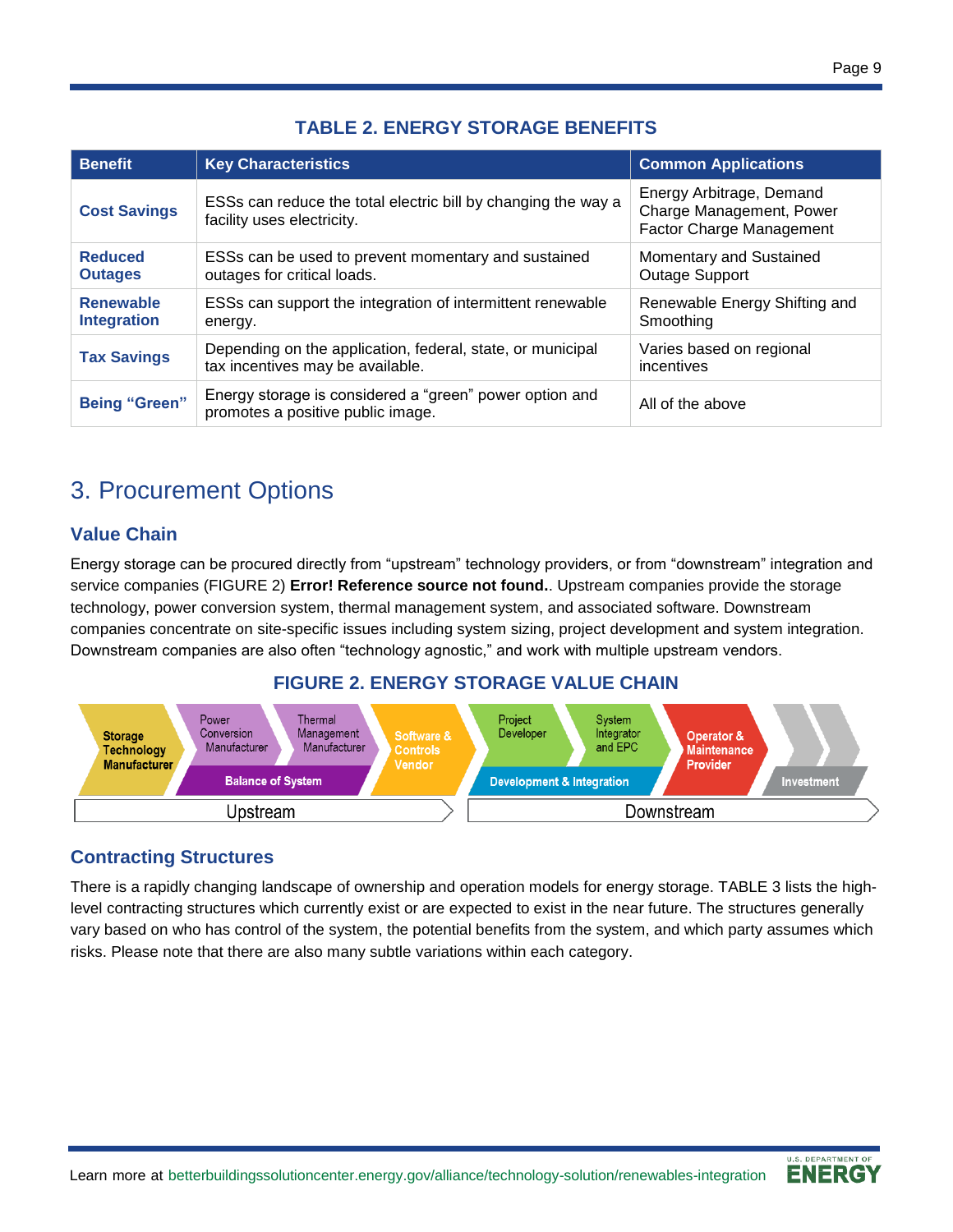### TABLE 2. ENERGY STORAGE BENEFITS

| Benefit | Key Characteristics | Common Applications |
|---|---|---|
| **Cost Savings** | ESSs can reduce the total electric bill by changing the way a facility uses electricity. | Energy Arbitrage, Demand Charge Management, Power Factor Charge Management |
| **Reduced Outages** | ESSs can be used to prevent momentary and sustained outages for critical loads. | Momentary and Sustained Outage Support |
| **Renewable Integration** | ESSs can support the integration of intermittent renewable energy. | Renewable Energy Shifting and Smoothing |
| **Tax Savings** | Depending on the application, federal, state, or municipal tax incentives may be available. | Varies based on regional incentives |
| **Being "Green"** | Energy storage is considered a "green" power option and promotes a positive public image. | All of the above |

# 3. Procurement Options

## Value Chain

Energy storage can be procured directly from "upstream" technology providers, or from "downstream" integration and service companies (FIGURE 2) **Error! Reference source not found.**. Upstream companies provide the storage technology, power conversion system, thermal management system, and associated software. Downstream companies concentrate on site-specific issues including system sizing, project development and system integration. Downstream companies are also often "technology agnostic," and work with multiple upstream vendors.

### FIGURE 2. ENERGY STORAGE VALUE CHAIN

Storage Technology Manufacturer | Power Conversion Manufacturer | Thermal Management Manufacturer | Balance of System | Software & Controls Vendor | Project Developer | System Integrator and EPC | Development & Integration | Operator & Maintenance Provider | Investment

Upstream | Downstream

## Contracting Structures

There is a rapidly changing landscape of ownership and operation models for energy storage. TABLE 3 lists the high-level contracting structures which currently exist or are expected to exist in the near future. The structures generally vary based on who has control of the system, the potential benefits from the system, and which party assumes which risks. Please note that there are also many subtle variations within each category.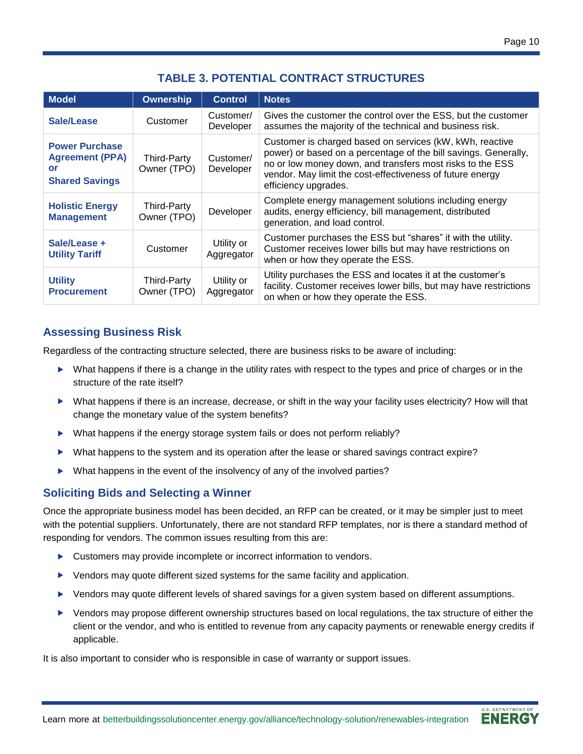## TABLE 3. POTENTIAL CONTRACT STRUCTURES

| Model | Ownership | Control | Notes |
|---|---|---|---|
| **Sale/Lease** | Customer | Customer/ Developer | Gives the customer the control over the ESS, but the customer assumes the majority of the technical and business risk. |
| **Power Purchase Agreement (PPA) or Shared Savings** | Third-Party Owner (TPO) | Customer/ Developer | Customer is charged based on services (kW, kWh, reactive power) or based on a percentage of the bill savings. Generally, no or low money down, and transfers most risks to the ESS vendor. May limit the cost-effectiveness of future energy efficiency upgrades. |
| **Holistic Energy Management** | Third-Party Owner (TPO) | Developer | Complete energy management solutions including energy audits, energy efficiency, bill management, distributed generation, and load control. |
| **Sale/Lease + Utility Tariff** | Customer | Utility or Aggregator | Customer purchases the ESS but "shares" it with the utility. Customer receives lower bills but may have restrictions on when or how they operate the ESS. |
| **Utility Procurement** | Third-Party Owner (TPO) | Utility or Aggregator | Utility purchases the ESS and locates it at the customer's facility. Customer receives lower bills, but may have restrictions on when or how they operate the ESS. |

## Assessing Business Risk

Regardless of the contracting structure selected, there are business risks to be aware of including:

- What happens if there is a change in the utility rates with respect to the types and price of charges or in the structure of the rate itself?
- What happens if there is an increase, decrease, or shift in the way your facility uses electricity? How will that change the monetary value of the system benefits?
- What happens if the energy storage system fails or does not perform reliably?
- What happens to the system and its operation after the lease or shared savings contract expire?
- What happens in the event of the insolvency of any of the involved parties?

## Soliciting Bids and Selecting a Winner

Once the appropriate business model has been decided, an RFP can be created, or it may be simpler just to meet with the potential suppliers. Unfortunately, there are not standard RFP templates, nor is there a standard method of responding for vendors. The common issues resulting from this are:

- Customers may provide incomplete or incorrect information to vendors.
- Vendors may quote different sized systems for the same facility and application.
- Vendors may quote different levels of shared savings for a given system based on different assumptions.
- Vendors may propose different ownership structures based on local regulations, the tax structure of either the client or the vendor, and who is entitled to revenue from any capacity payments or renewable energy credits if applicable.

It is also important to consider who is responsible in case of warranty or support issues.

Learn more at betterbuildingssolutioncenter.energy.gov/alliance/technology-solution/renewables-integration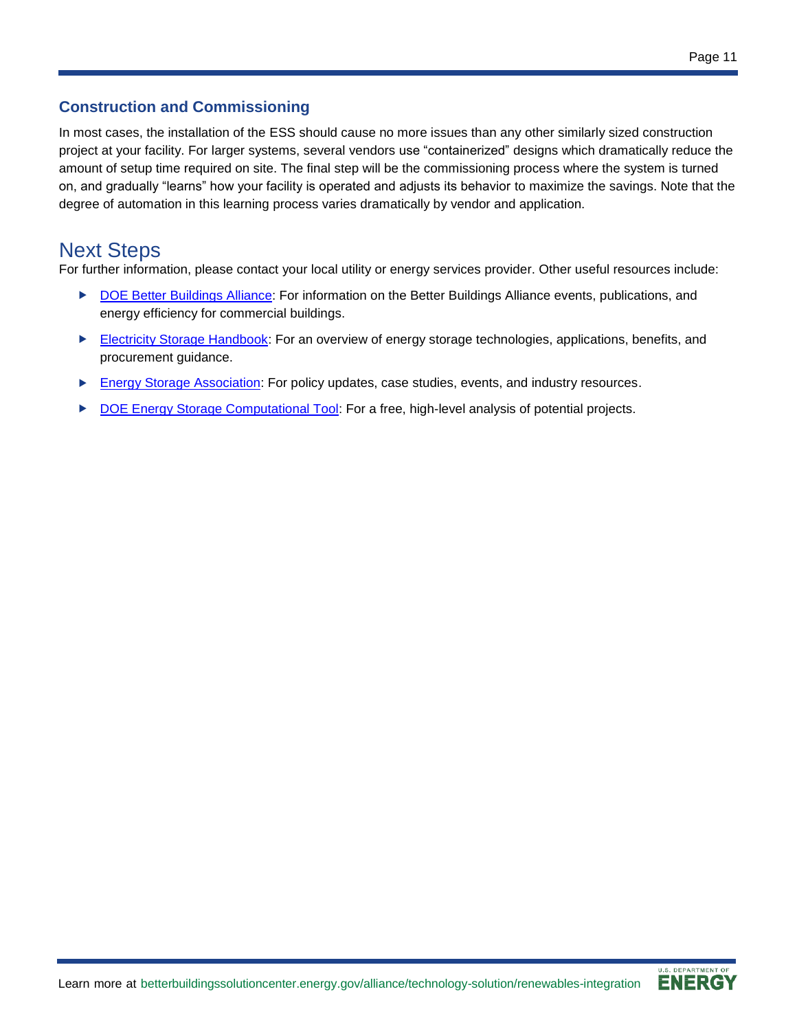### Construction and Commissioning

In most cases, the installation of the ESS should cause no more issues than any other similarly sized construction project at your facility. For larger systems, several vendors use “containerized” designs which dramatically reduce the amount of setup time required on site. The final step will be the commissioning process where the system is turned on, and gradually “learns” how your facility is operated and adjusts its behavior to maximize the savings. Note that the degree of automation in this learning process varies dramatically by vendor and application.

## Next Steps

For further information, please contact your local utility or energy services provider. Other useful resources include:

- DOE Better Buildings Alliance: For information on the Better Buildings Alliance events, publications, and energy efficiency for commercial buildings.
- Electricity Storage Handbook: For an overview of energy storage technologies, applications, benefits, and procurement guidance.
- Energy Storage Association: For policy updates, case studies, events, and industry resources.
- DOE Energy Storage Computational Tool: For a free, high-level analysis of potential projects.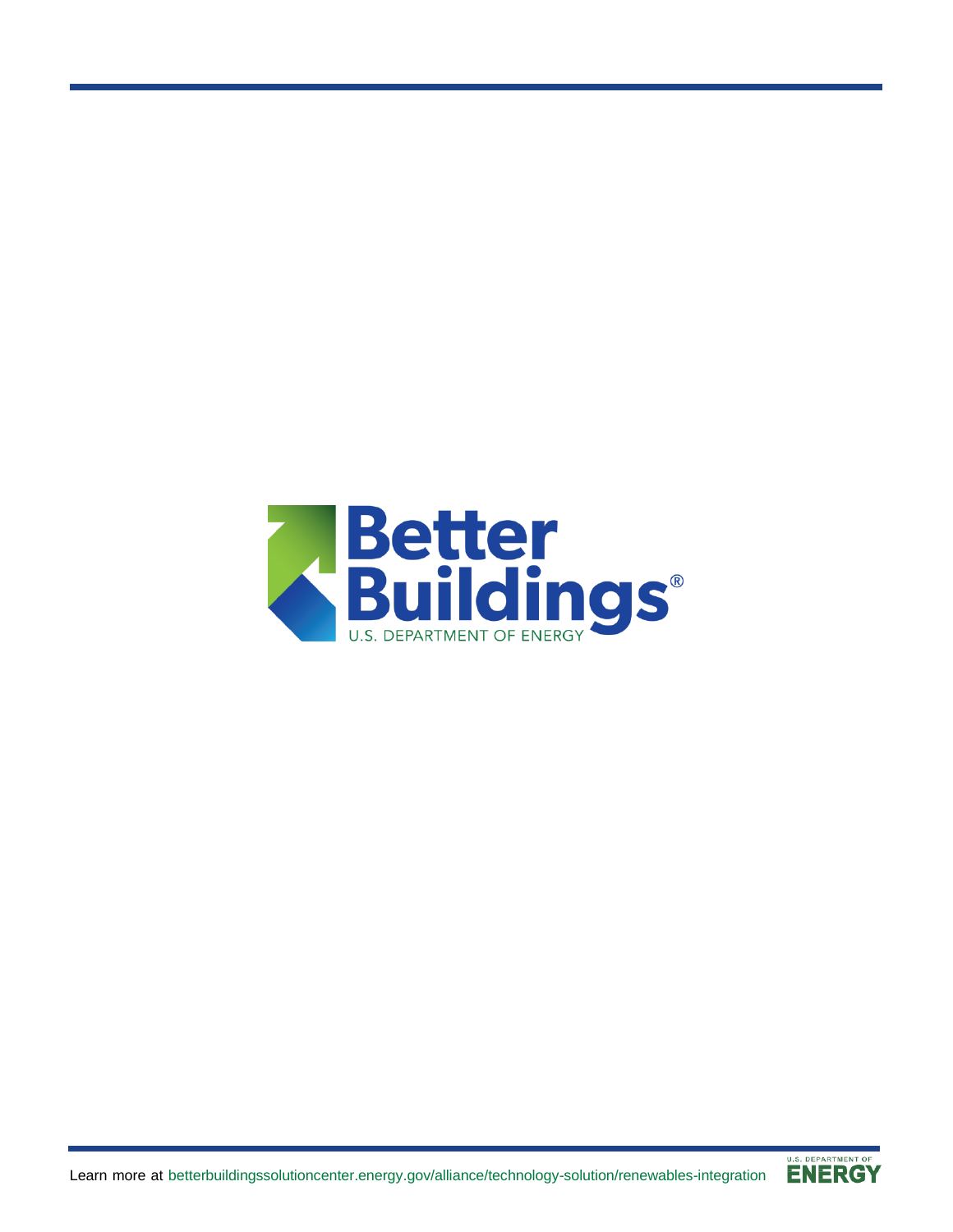Better Buildings®

U.S. DEPARTMENT OF ENERGY

Learn more at betterbuildingssolutioncenter.energy.gov/alliance/technology-solution/renewables-integration